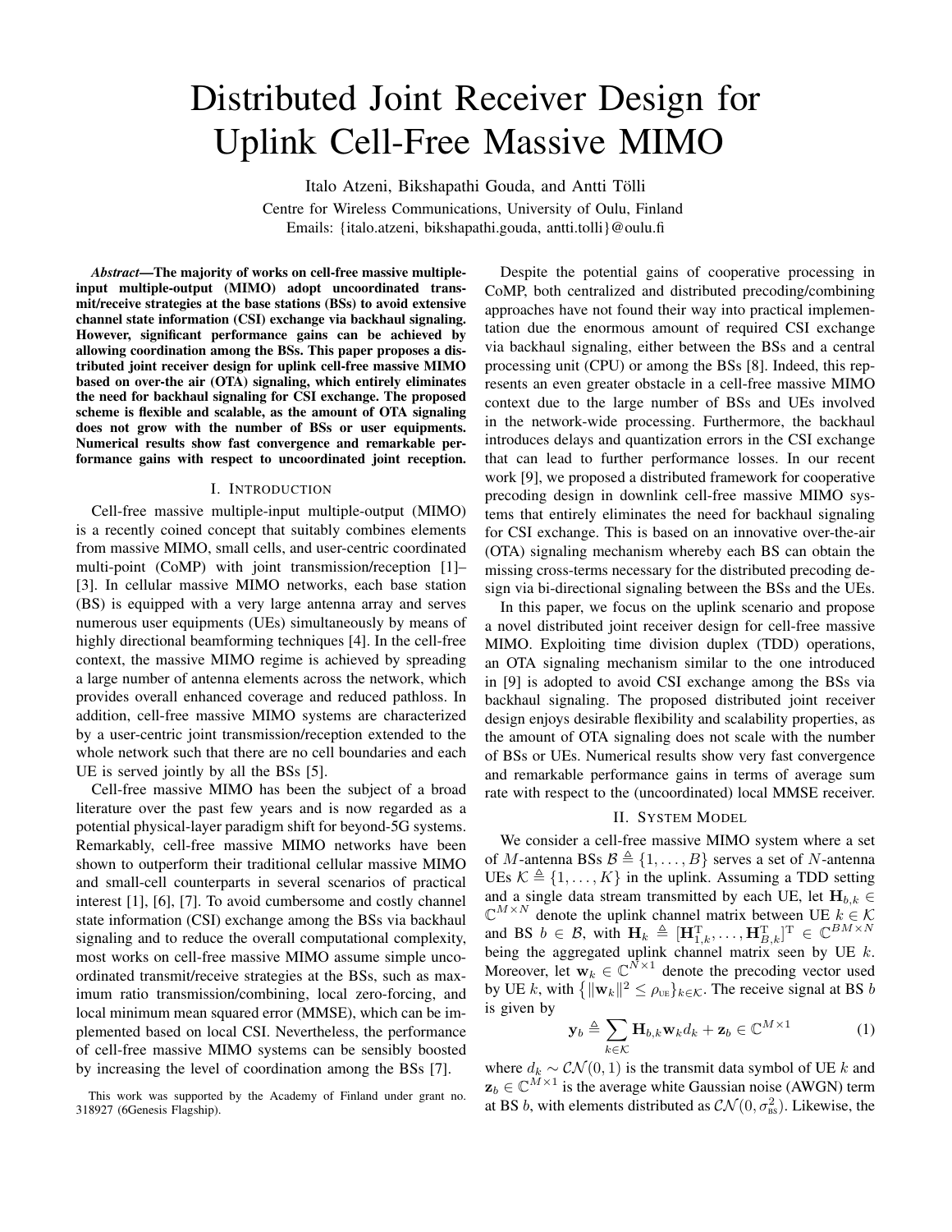# Distributed Joint Receiver Design for Uplink Cell-Free Massive MIMO

Italo Atzeni, Bikshapathi Gouda, and Antti Tölli

Centre for Wireless Communications, University of Oulu, Finland

Emails: {italo.atzeni, bikshapathi.gouda, antti.tolli}@oulu.fi

***Abstract*—The majority of works on cell-free massive multiple-input multiple-output (MIMO) adopt uncoordinated transmit/receive strategies at the base stations (BSs) to avoid extensive channel state information (CSI) exchange via backhaul signaling. However, significant performance gains can be achieved by allowing coordination among the BSs. This paper proposes a distributed joint receiver design for uplink cell-free massive MIMO based on over-the air (OTA) signaling, which entirely eliminates the need for backhaul signaling for CSI exchange. The proposed scheme is flexible and scalable, as the amount of OTA signaling does not grow with the number of BSs or user equipments. Numerical results show fast convergence and remarkable performance gains with respect to uncoordinated joint reception.**

## I. Introduction

Cell-free massive multiple-input multiple-output (MIMO) is a recently coined concept that suitably combines elements from massive MIMO, small cells, and user-centric coordinated multi-point (CoMP) with joint transmission/reception [1]–[3]. In cellular massive MIMO networks, each base station (BS) is equipped with a very large antenna array and serves numerous user equipments (UEs) simultaneously by means of highly directional beamforming techniques [4]. In the cell-free context, the massive MIMO regime is achieved by spreading a large number of antenna elements across the network, which provides overall enhanced coverage and reduced pathloss. In addition, cell-free massive MIMO systems are characterized by a user-centric joint transmission/reception extended to the whole network such that there are no cell boundaries and each UE is served jointly by all the BSs [5].

Cell-free massive MIMO has been the subject of a broad literature over the past few years and is now regarded as a potential physical-layer paradigm shift for beyond-5G systems. Remarkably, cell-free massive MIMO networks have been shown to outperform their traditional cellular massive MIMO and small-cell counterparts in several scenarios of practical interest [1], [6], [7]. To avoid cumbersome and costly channel state information (CSI) exchange among the BSs via backhaul signaling and to reduce the overall computational complexity, most works on cell-free massive MIMO assume simple uncoordinated transmit/receive strategies at the BSs, such as maximum ratio transmission/combining, local zero-forcing, and local minimum mean squared error (MMSE), which can be implemented based on local CSI. Nevertheless, the performance of cell-free massive MIMO systems can be sensibly boosted by increasing the level of coordination among the BSs [7].

This work was supported by the Academy of Finland under grant no. 318927 (6Genesis Flagship).

Despite the potential gains of cooperative processing in CoMP, both centralized and distributed precoding/combining approaches have not found their way into practical implementation due the enormous amount of required CSI exchange via backhaul signaling, either between the BSs and a central processing unit (CPU) or among the BSs [8]. Indeed, this represents an even greater obstacle in a cell-free massive MIMO context due to the large number of BSs and UEs involved in the network-wide processing. Furthermore, the backhaul introduces delays and quantization errors in the CSI exchange that can lead to further performance losses. In our recent work [9], we proposed a distributed framework for cooperative precoding design in downlink cell-free massive MIMO systems that entirely eliminates the need for backhaul signaling for CSI exchange. This is based on an innovative over-the-air (OTA) signaling mechanism whereby each BS can obtain the missing cross-terms necessary for the distributed precoding design via bi-directional signaling between the BSs and the UEs.

In this paper, we focus on the uplink scenario and propose a novel distributed joint receiver design for cell-free massive MIMO. Exploiting time division duplex (TDD) operations, an OTA signaling mechanism similar to the one introduced in [9] is adopted to avoid CSI exchange among the BSs via backhaul signaling. The proposed distributed joint receiver design enjoys desirable flexibility and scalability properties, as the amount of OTA signaling does not scale with the number of BSs or UEs. Numerical results show very fast convergence and remarkable performance gains in terms of average sum rate with respect to the (uncoordinated) local MMSE receiver.

## II. System Model

We consider a cell-free massive MIMO system where a set of $M$-antenna BSs $\mathcal{B} \triangleq \{1, \ldots, B\}$ serves a set of $N$-antenna UEs $\mathcal{K} \triangleq \{1, \ldots, K\}$ in the uplink. Assuming a TDD setting and a single data stream transmitted by each UE, let $\mathbf{H}_{b,k} \in \mathbb{C}^{M \times N}$ denote the uplink channel matrix between UE $k \in \mathcal{K}$ and BS $b \in \mathcal{B}$, with $\mathbf{H}_k \triangleq [\mathbf{H}_{1,k}^{\mathrm{T}}, \ldots, \mathbf{H}_{B,k}^{\mathrm{T}}]^{\mathrm{T}} \in \mathbb{C}^{BM \times N}$ being the aggregated uplink channel matrix seen by UE $k$. Moreover, let $\mathbf{w}_k \in \mathbb{C}^{N \times 1}$ denote the precoding vector used by UE $k$, with $\{\|\mathbf{w}_k\|^2 \leq \rho_{\mathrm{UE}}\}_{k \in \mathcal{K}}$. The receive signal at BS $b$ is given by

$$\mathbf{y}_b \triangleq \sum_{k \in \mathcal{K}} \mathbf{H}_{b,k} \mathbf{w}_k d_k + \mathbf{z}_b \in \mathbb{C}^{M \times 1} \tag{1}$$

where $d_k \sim \mathcal{CN}(0, 1)$ is the transmit data symbol of UE $k$ and $\mathbf{z}_b \in \mathbb{C}^{M \times 1}$ is the average white Gaussian noise (AWGN) term at BS $b$, with elements distributed as $\mathcal{CN}(0, \sigma_{\mathrm{BS}}^2)$. Likewise, the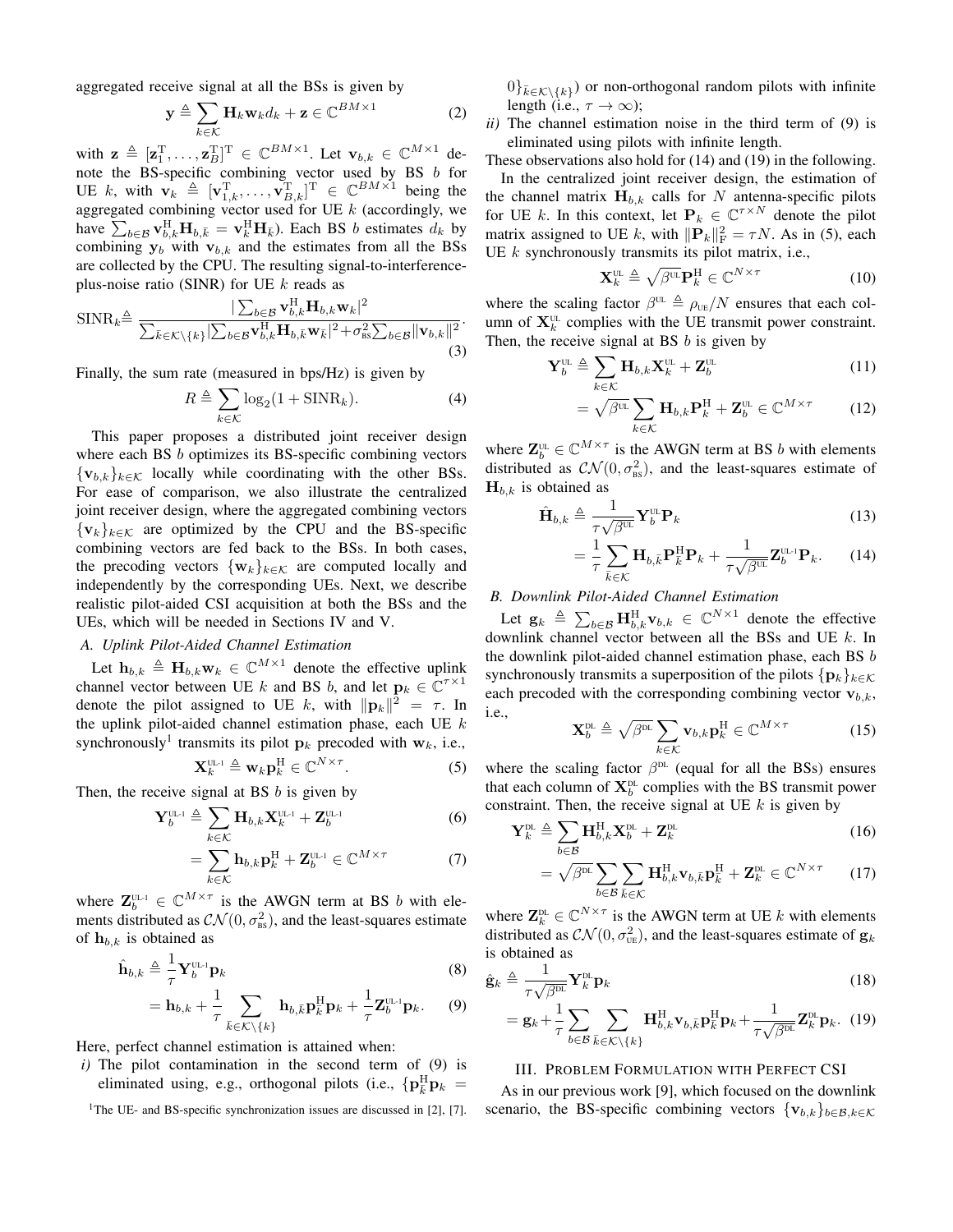aggregated receive signal at all the BSs is given by

$$\mathbf{y} \triangleq \sum_{k\in\mathcal{K}} \mathbf{H}_k \mathbf{w}_k d_k + \mathbf{z} \in \mathbb{C}^{BM\times 1} \tag{2}$$

with $\mathbf{z} \triangleq [\mathbf{z}_1^{\mathrm{T}}, \ldots, \mathbf{z}_B^{\mathrm{T}}]^{\mathrm{T}} \in \mathbb{C}^{BM\times 1}$. Let $\mathbf{v}_{b,k} \in \mathbb{C}^{M\times 1}$ denote the BS-specific combining vector used by BS $b$ for UE $k$, with $\mathbf{v}_k \triangleq [\mathbf{v}_{1,k}^{\mathrm{T}}, \ldots, \mathbf{v}_{B,k}^{\mathrm{T}}]^{\mathrm{T}} \in \mathbb{C}^{BM\times 1}$ being the aggregated combining vector used for UE $k$ (accordingly, we have $\sum_{b\in\mathcal{B}} \mathbf{v}_{b,k}^{\mathrm{H}} \mathbf{H}_{b,\bar{k}} = \mathbf{v}_k^{\mathrm{H}} \mathbf{H}_{\bar{k}}$). Each BS $b$ estimates $d_k$ by combining $\mathbf{y}_b$ with $\mathbf{v}_{b,k}$ and the estimates from all the BSs are collected by the CPU. The resulting signal-to-interference-plus-noise ratio (SINR) for UE $k$ reads as

$$\mathrm{SINR}_k \triangleq \frac{|\sum_{b\in\mathcal{B}} \mathbf{v}_{b,k}^{\mathrm{H}} \mathbf{H}_{b,k} \mathbf{w}_k|^2}{\sum_{\bar{k}\in\mathcal{K}\setminus\{k\}} |\sum_{b\in\mathcal{B}} \mathbf{v}_{b,k}^{\mathrm{H}} \mathbf{H}_{b,\bar{k}} \mathbf{w}_{\bar{k}}|^2 + \sigma_{\mathrm{BS}}^2 \sum_{b\in\mathcal{B}} \|\mathbf{v}_{b,k}\|^2}. \tag{3}$$

Finally, the sum rate (measured in bps/Hz) is given by

$$R \triangleq \sum_{k\in\mathcal{K}} \log_2(1 + \mathrm{SINR}_k). \tag{4}$$

This paper proposes a distributed joint receiver design where each BS $b$ optimizes its BS-specific combining vectors $\{\mathbf{v}_{b,k}\}_{k\in\mathcal{K}}$ locally while coordinating with the other BSs. For ease of comparison, we also illustrate the centralized joint receiver design, where the aggregated combining vectors $\{\mathbf{v}_k\}_{k\in\mathcal{K}}$ are optimized by the CPU and the BS-specific combining vectors are fed back to the BSs. In both cases, the precoding vectors $\{\mathbf{w}_k\}_{k\in\mathcal{K}}$ are computed locally and independently by the corresponding UEs. Next, we describe realistic pilot-aided CSI acquisition at both the BSs and the UEs, which will be needed in Sections IV and V.

### A. Uplink Pilot-Aided Channel Estimation

Let $\mathbf{h}_{b,k} \triangleq \mathbf{H}_{b,k} \mathbf{w}_k \in \mathbb{C}^{M\times 1}$ denote the effective uplink channel vector between UE $k$ and BS $b$, and let $\mathbf{p}_k \in \mathbb{C}^{\tau\times 1}$ denote the pilot assigned to UE $k$, with $\|\mathbf{p}_k\|^2 = \tau$. In the uplink pilot-aided channel estimation phase, each UE $k$ synchronously[1] transmits its pilot $\mathbf{p}_k$ precoded with $\mathbf{w}_k$, i.e.,

$$\mathbf{X}_k^{\text{UL-1}} \triangleq \mathbf{w}_k \mathbf{p}_k^{\mathrm{H}} \in \mathbb{C}^{N\times\tau}. \tag{5}$$

Then, the receive signal at BS $b$ is given by

$$\mathbf{Y}_b^{\text{UL-1}} \triangleq \sum_{k\in\mathcal{K}} \mathbf{H}_{b,k} \mathbf{X}_k^{\text{UL-1}} + \mathbf{Z}_b^{\text{UL-1}} \tag{6}$$

$$= \sum_{k\in\mathcal{K}} \mathbf{h}_{b,k} \mathbf{p}_k^{\mathrm{H}} + \mathbf{Z}_b^{\text{UL-1}} \in \mathbb{C}^{M\times\tau} \tag{7}$$

where $\mathbf{Z}_b^{\text{UL-1}} \in \mathbb{C}^{M\times\tau}$ is the AWGN term at BS $b$ with elements distributed as $\mathcal{CN}(0, \sigma_{\mathrm{BS}}^2)$, and the least-squares estimate of $\mathbf{h}_{b,k}$ is obtained as

$$\hat{\mathbf{h}}_{b,k} \triangleq \frac{1}{\tau} \mathbf{Y}_b^{\text{UL-1}} \mathbf{p}_k \tag{8}$$

$$= \mathbf{h}_{b,k} + \frac{1}{\tau} \sum_{\bar{k}\in\mathcal{K}\setminus\{k\}} \mathbf{h}_{b,\bar{k}} \mathbf{p}_{\bar{k}}^{\mathrm{H}} \mathbf{p}_k + \frac{1}{\tau} \mathbf{Z}_b^{\text{UL-1}} \mathbf{p}_k. \tag{9}$$

Here, perfect channel estimation is attained when:

*i)* The pilot contamination in the second term of (9) is eliminated using, e.g., orthogonal pilots (i.e., $\{\mathbf{p}_{\bar{k}}^{\mathrm{H}} \mathbf{p}_k = 0\}_{\bar{k}\in\mathcal{K}\setminus\{k\}}$) or non-orthogonal random pilots with infinite length (i.e., $\tau \to \infty$);

*ii)* The channel estimation noise in the third term of (9) is eliminated using pilots with infinite length.

These observations also hold for (14) and (19) in the following.

In the centralized joint receiver design, the estimation of the channel matrix $\mathbf{H}_{b,k}$ calls for $N$ antenna-specific pilots for UE $k$. In this context, let $\mathbf{P}_k \in \mathbb{C}^{\tau\times N}$ denote the pilot matrix assigned to UE $k$, with $\|\mathbf{P}_k\|_{\mathrm{F}}^2 = \tau N$. As in (5), each UE $k$ synchronously transmits its pilot matrix, i.e.,

$$\mathbf{X}_k^{\text{UL}} \triangleq \sqrt{\beta^{\text{UL}}} \mathbf{P}_k^{\mathrm{H}} \in \mathbb{C}^{N\times\tau} \tag{10}$$

where the scaling factor $\beta^{\text{UL}} \triangleq \rho_{\text{UE}}/N$ ensures that each column of $\mathbf{X}_k^{\text{UL}}$ complies with the UE transmit power constraint. Then, the receive signal at BS $b$ is given by

$$\mathbf{Y}_b^{\text{UL}} \triangleq \sum_{k\in\mathcal{K}} \mathbf{H}_{b,k} \mathbf{X}_k^{\text{UL}} + \mathbf{Z}_b^{\text{UL}} \tag{11}$$

$$= \sqrt{\beta^{\text{UL}}} \sum_{k\in\mathcal{K}} \mathbf{H}_{b,k} \mathbf{P}_k^{\mathrm{H}} + \mathbf{Z}_b^{\text{UL}} \in \mathbb{C}^{M\times\tau} \tag{12}$$

where $\mathbf{Z}_b^{\text{UL}} \in \mathbb{C}^{M\times\tau}$ is the AWGN term at BS $b$ with elements distributed as $\mathcal{CN}(0, \sigma_{\mathrm{BS}}^2)$, and the least-squares estimate of $\mathbf{H}_{b,k}$ is obtained as

$$\hat{\mathbf{H}}_{b,k} \triangleq \frac{1}{\tau\sqrt{\beta^{\text{UL}}}} \mathbf{Y}_b^{\text{UL}} \mathbf{P}_k \tag{13}$$

$$= \frac{1}{\tau} \sum_{\bar{k}\in\mathcal{K}} \mathbf{H}_{b,\bar{k}} \mathbf{P}_{\bar{k}}^{\mathrm{H}} \mathbf{P}_k + \frac{1}{\tau\sqrt{\beta^{\text{UL}}}} \mathbf{Z}_b^{\text{UL-1}} \mathbf{P}_k. \tag{14}$$

### B. Downlink Pilot-Aided Channel Estimation

Let $\mathbf{g}_k \triangleq \sum_{b\in\mathcal{B}} \mathbf{H}_{b,k}^{\mathrm{H}} \mathbf{v}_{b,k} \in \mathbb{C}^{N\times 1}$ denote the effective downlink channel vector between all the BSs and UE $k$. In the downlink pilot-aided channel estimation phase, each BS $b$ synchronously transmits a superposition of the pilots $\{\mathbf{p}_k\}_{k\in\mathcal{K}}$ each precoded with the corresponding combining vector $\mathbf{v}_{b,k}$, i.e.,

$$\mathbf{X}_b^{\text{DL}} \triangleq \sqrt{\beta^{\text{DL}}} \sum_{k\in\mathcal{K}} \mathbf{v}_{b,k} \mathbf{p}_k^{\mathrm{H}} \in \mathbb{C}^{M\times\tau} \tag{15}$$

where the scaling factor $\beta^{\text{DL}}$ (equal for all the BSs) ensures that each column of $\mathbf{X}_b^{\text{DL}}$ complies with the BS transmit power constraint. Then, the receive signal at UE $k$ is given by

$$\mathbf{Y}_k^{\text{DL}} \triangleq \sum_{b\in\mathcal{B}} \mathbf{H}_{b,k}^{\mathrm{H}} \mathbf{X}_b^{\text{DL}} + \mathbf{Z}_k^{\text{DL}} \tag{16}$$

$$= \sqrt{\beta^{\text{DL}}} \sum_{b\in\mathcal{B}} \sum_{\bar{k}\in\mathcal{K}} \mathbf{H}_{b,k}^{\mathrm{H}} \mathbf{v}_{b,\bar{k}} \mathbf{p}_{\bar{k}}^{\mathrm{H}} + \mathbf{Z}_k^{\text{DL}} \in \mathbb{C}^{N\times\tau} \tag{17}$$

where $\mathbf{Z}_k^{\text{DL}} \in \mathbb{C}^{N\times\tau}$ is the AWGN term at UE $k$ with elements distributed as $\mathcal{CN}(0, \sigma_{\mathrm{UE}}^2)$, and the least-squares estimate of $\mathbf{g}_k$ is obtained as

$$\hat{\mathbf{g}}_k \triangleq \frac{1}{\tau\sqrt{\beta^{\text{DL}}}} \mathbf{Y}_k^{\text{DL}} \mathbf{p}_k \tag{18}$$

$$= \mathbf{g}_k + \frac{1}{\tau} \sum_{b\in\mathcal{B}} \sum_{\bar{k}\in\mathcal{K}\setminus\{k\}} \mathbf{H}_{b,k}^{\mathrm{H}} \mathbf{v}_{b,\bar{k}} \mathbf{p}_{\bar{k}}^{\mathrm{H}} \mathbf{p}_k + \frac{1}{\tau\sqrt{\beta^{\text{DL}}}} \mathbf{Z}_k^{\text{DL}} \mathbf{p}_k. \tag{19}$$

## III. Problem Formulation with Perfect CSI

As in our previous work [9], which focused on the downlink scenario, the BS-specific combining vectors $\{\mathbf{v}_{b,k}\}_{b\in\mathcal{B},k\in\mathcal{K}}$

[1]The UE- and BS-specific synchronization issues are discussed in [2], [7].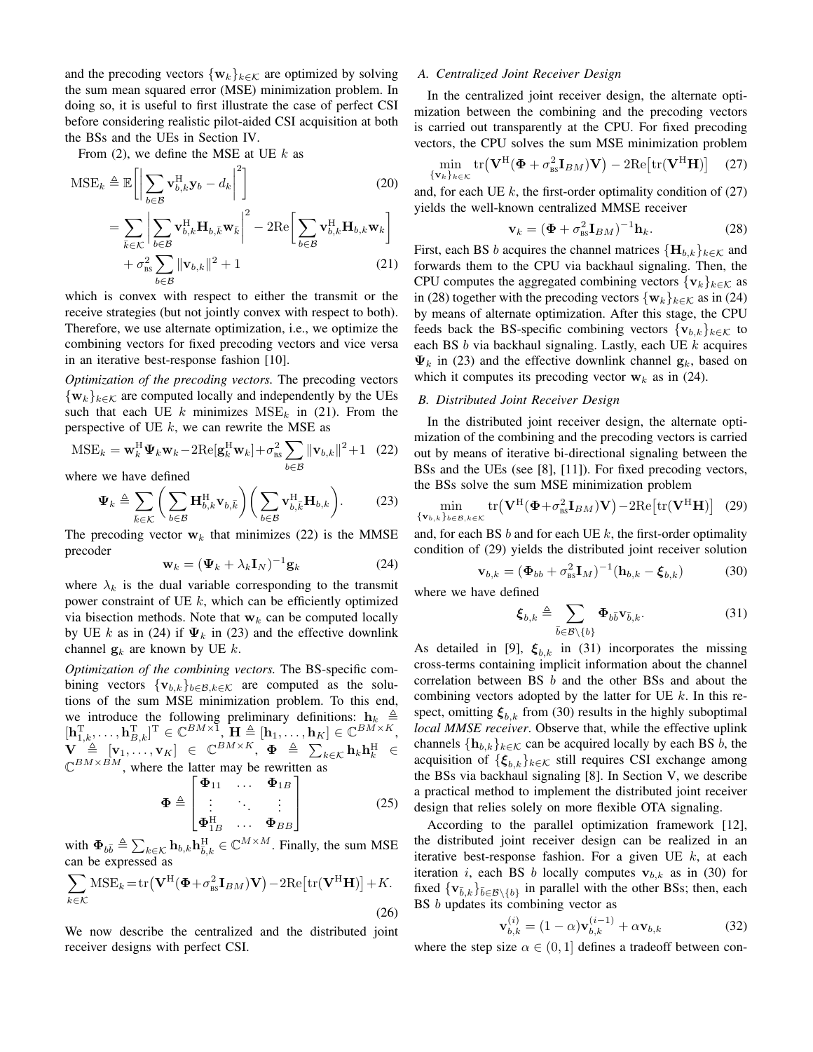and the precoding vectors $\{\mathbf{w}_k\}_{k\in\mathcal{K}}$ are optimized by solving the sum mean squared error (MSE) minimization problem. In doing so, it is useful to first illustrate the case of perfect CSI before considering realistic pilot-aided CSI acquisition at both the BSs and the UEs in Section IV.

From (2), we define the MSE at UE $k$ as

$$\mathrm{MSE}_k \triangleq \mathbb{E}\bigg[\bigg|\sum_{b\in\mathcal{B}} \mathbf{v}_{b,k}^{\mathrm{H}} \mathbf{y}_b - d_k\bigg|^2\bigg] \tag{20}$$

$$= \sum_{\bar{k}\in\mathcal{K}} \bigg|\sum_{b\in\mathcal{B}} \mathbf{v}_{b,k}^{\mathrm{H}} \mathbf{H}_{b,\bar{k}} \mathbf{w}_{\bar{k}}\bigg|^2 - 2\mathrm{Re}\bigg[\sum_{b\in\mathcal{B}} \mathbf{v}_{b,k}^{\mathrm{H}} \mathbf{H}_{b,k} \mathbf{w}_k\bigg] + \sigma_{\textnormal{BS}}^2 \sum_{b\in\mathcal{B}} \|\mathbf{v}_{b,k}\|^2 + 1 \tag{21}$$

which is convex with respect to either the transmit or the receive strategies (but not jointly convex with respect to both). Therefore, we use alternate optimization, i.e., we optimize the combining vectors for fixed precoding vectors and vice versa in an iterative best-response fashion [10].

*Optimization of the precoding vectors.* The precoding vectors $\{\mathbf{w}_k\}_{k\in\mathcal{K}}$ are computed locally and independently by the UEs such that each UE $k$ minimizes $\mathrm{MSE}_k$ in (21). From the perspective of UE $k$, we can rewrite the MSE as

$$\mathrm{MSE}_k = \mathbf{w}_k^{\mathrm{H}} \mathbf{\Psi}_k \mathbf{w}_k - 2\mathrm{Re}[\mathbf{g}_k^{\mathrm{H}} \mathbf{w}_k] + \sigma_{\textnormal{BS}}^2 \sum_{b\in\mathcal{B}} \|\mathbf{v}_{b,k}\|^2 + 1 \tag{22}$$

where we have defined

$$\mathbf{\Psi}_k \triangleq \sum_{\bar{k}\in\mathcal{K}} \bigg(\sum_{b\in\mathcal{B}} \mathbf{H}_{b,k}^{\mathrm{H}} \mathbf{v}_{b,\bar{k}}\bigg)\bigg(\sum_{b\in\mathcal{B}} \mathbf{v}_{b,\bar{k}}^{\mathrm{H}} \mathbf{H}_{b,k}\bigg). \tag{23}$$

The precoding vector $\mathbf{w}_k$ that minimizes (22) is the MMSE precoder

$$\mathbf{w}_k = (\mathbf{\Psi}_k + \lambda_k \mathbf{I}_N)^{-1} \mathbf{g}_k \tag{24}$$

where $\lambda_k$ is the dual variable corresponding to the transmit power constraint of UE $k$, which can be efficiently optimized via bisection methods. Note that $\mathbf{w}_k$ can be computed locally by UE $k$ as in (24) if $\mathbf{\Psi}_k$ in (23) and the effective downlink channel $\mathbf{g}_k$ are known by UE $k$.

*Optimization of the combining vectors.* The BS-specific combining vectors $\{\mathbf{v}_{b,k}\}_{b\in\mathcal{B},k\in\mathcal{K}}$ are computed as the solutions of the sum MSE minimization problem. To this end, we introduce the following preliminary definitions: $\mathbf{h}_k \triangleq [\mathbf{h}_{1,k}^{\mathrm{T}}, \ldots, \mathbf{h}_{B,k}^{\mathrm{T}}]^{\mathrm{T}} \in \mathbb{C}^{BM\times 1}$, $\mathbf{H} \triangleq [\mathbf{h}_1, \ldots, \mathbf{h}_K] \in \mathbb{C}^{BM\times K}$, $\mathbf{V} \triangleq [\mathbf{v}_1, \ldots, \mathbf{v}_K] \in \mathbb{C}^{BM\times K}$, $\mathbf{\Phi} \triangleq \sum_{k\in\mathcal{K}} \mathbf{h}_k \mathbf{h}_k^{\mathrm{H}} \in \mathbb{C}^{BM\times BM}$, where the latter may be rewritten as

$$\mathbf{\Phi} \triangleq \begin{bmatrix} \mathbf{\Phi}_{11} & \ldots & \mathbf{\Phi}_{1B} \\ \vdots & \ddots & \vdots \\ \mathbf{\Phi}_{1B}^{\mathrm{H}} & \ldots & \mathbf{\Phi}_{BB} \end{bmatrix} \tag{25}$$

with $\mathbf{\Phi}_{b\bar{b}} \triangleq \sum_{k\in\mathcal{K}} \mathbf{h}_{b,k} \mathbf{h}_{\bar{b},k}^{\mathrm{H}} \in \mathbb{C}^{M\times M}$. Finally, the sum MSE can be expressed as

$$\sum_{k\in\mathcal{K}} \mathrm{MSE}_k = \mathrm{tr}\big(\mathbf{V}^{\mathrm{H}}(\mathbf{\Phi} + \sigma_{\textnormal{BS}}^2 \mathbf{I}_{BM})\mathbf{V}\big) - 2\mathrm{Re}\big[\mathrm{tr}(\mathbf{V}^{\mathrm{H}}\mathbf{H})\big] + K. \tag{26}$$

We now describe the centralized and the distributed joint receiver designs with perfect CSI.

### A. Centralized Joint Receiver Design

In the centralized joint receiver design, the alternate optimization between the combining and the precoding vectors is carried out transparently at the CPU. For fixed precoding vectors, the CPU solves the sum MSE minimization problem

$$\min_{\{\mathbf{v}_k\}_{k\in\mathcal{K}}} \mathrm{tr}\big(\mathbf{V}^{\mathrm{H}}(\mathbf{\Phi} + \sigma_{\textnormal{BS}}^2 \mathbf{I}_{BM})\mathbf{V}\big) - 2\mathrm{Re}\big[\mathrm{tr}(\mathbf{V}^{\mathrm{H}}\mathbf{H})\big] \tag{27}$$

and, for each UE $k$, the first-order optimality condition of (27) yields the well-known centralized MMSE receiver

$$\mathbf{v}_k = (\mathbf{\Phi} + \sigma_{\textnormal{BS}}^2 \mathbf{I}_{BM})^{-1} \mathbf{h}_k. \tag{28}$$

First, each BS $b$ acquires the channel matrices $\{\mathbf{H}_{b,k}\}_{k\in\mathcal{K}}$ and forwards them to the CPU via backhaul signaling. Then, the CPU computes the aggregated combining vectors $\{\mathbf{v}_k\}_{k\in\mathcal{K}}$ as in (28) together with the precoding vectors $\{\mathbf{w}_k\}_{k\in\mathcal{K}}$ as in (24) by means of alternate optimization. After this stage, the CPU feeds back the BS-specific combining vectors $\{\mathbf{v}_{b,k}\}_{k\in\mathcal{K}}$ to each BS $b$ via backhaul signaling. Lastly, each UE $k$ acquires $\mathbf{\Psi}_k$ in (23) and the effective downlink channel $\mathbf{g}_k$, based on which it computes its precoding vector $\mathbf{w}_k$ as in (24).

### B. Distributed Joint Receiver Design

In the distributed joint receiver design, the alternate optimization of the combining and the precoding vectors is carried out by means of iterative bi-directional signaling between the BSs and the UEs (see [8], [11]). For fixed precoding vectors, the BSs solve the sum MSE minimization problem

$$\min_{\{\mathbf{v}_{b,k}\}_{b\in\mathcal{B},k\in\mathcal{K}}} \mathrm{tr}\big(\mathbf{V}^{\mathrm{H}}(\mathbf{\Phi} + \sigma_{\textnormal{BS}}^2 \mathbf{I}_{BM})\mathbf{V}\big) - 2\mathrm{Re}\big[\mathrm{tr}(\mathbf{V}^{\mathrm{H}}\mathbf{H})\big] \tag{29}$$

and, for each BS $b$ and for each UE $k$, the first-order optimality condition of (29) yields the distributed joint receiver solution

$$\mathbf{v}_{b,k} = (\mathbf{\Phi}_{bb} + \sigma_{\textnormal{BS}}^2 \mathbf{I}_M)^{-1} (\mathbf{h}_{b,k} - \boldsymbol{\xi}_{b,k}) \tag{30}$$

where we have defined

$$\boldsymbol{\xi}_{b,k} \triangleq \sum_{\bar{b}\in\mathcal{B}\setminus\{b\}} \mathbf{\Phi}_{b\bar{b}} \mathbf{v}_{\bar{b},k}. \tag{31}$$

As detailed in [9], $\boldsymbol{\xi}_{b,k}$ in (31) incorporates the missing cross-terms containing implicit information about the channel correlation between BS $b$ and the other BSs and about the combining vectors adopted by the latter for UE $k$. In this respect, omitting $\boldsymbol{\xi}_{b,k}$ from (30) results in the highly suboptimal *local MMSE receiver*. Observe that, while the effective uplink channels $\{\mathbf{h}_{b,k}\}_{k\in\mathcal{K}}$ can be acquired locally by each BS $b$, the acquisition of $\{\boldsymbol{\xi}_{b,k}\}_{k\in\mathcal{K}}$ still requires CSI exchange among the BSs via backhaul signaling [8]. In Section V, we describe a practical method to implement the distributed joint receiver design that relies solely on more flexible OTA signaling.

According to the parallel optimization framework [12], the distributed joint receiver design can be realized in an iterative best-response fashion. For a given UE $k$, at each iteration $i$, each BS $b$ locally computes $\mathbf{v}_{b,k}$ as in (30) for fixed $\{\mathbf{v}_{\bar{b},k}\}_{\bar{b}\in\mathcal{B}\setminus\{b\}}$ in parallel with the other BSs; then, each BS $b$ updates its combining vector as

$$\mathbf{v}_{b,k}^{(i)} = (1-\alpha)\mathbf{v}_{b,k}^{(i-1)} + \alpha \mathbf{v}_{b,k} \tag{32}$$

where the step size $\alpha \in (0,1]$ defines a tradeoff between con-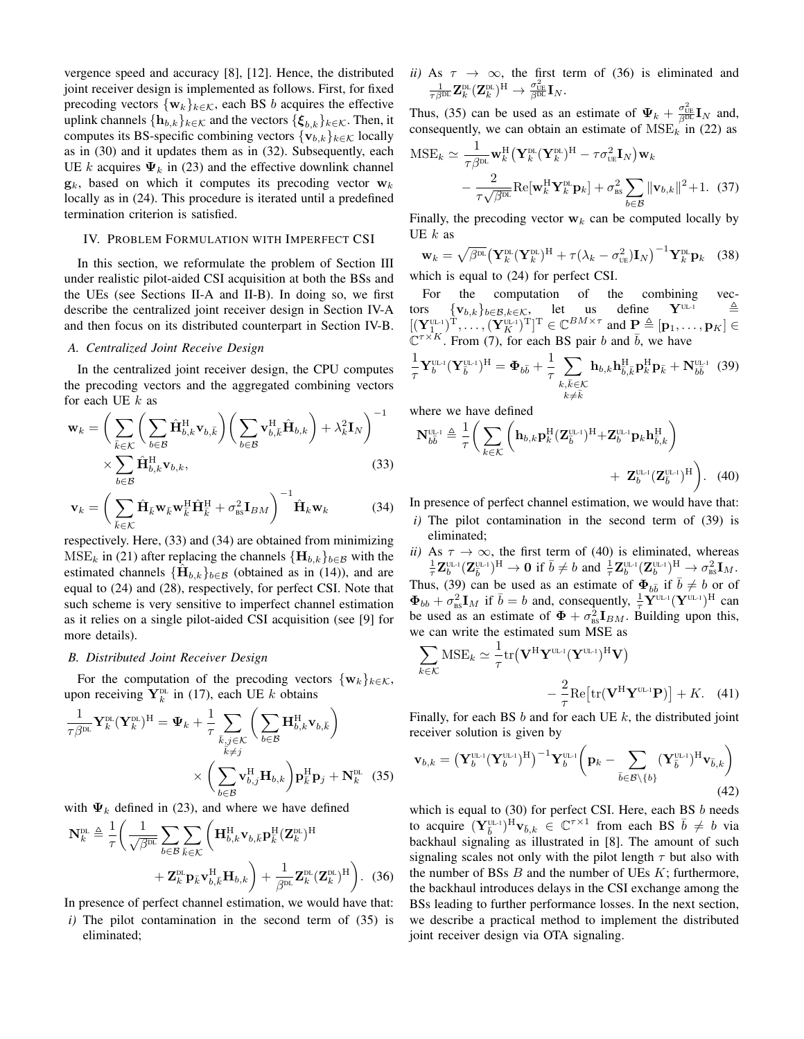vergence speed and accuracy [8], [12]. Hence, the distributed joint receiver design is implemented as follows. First, for fixed precoding vectors $\{\mathbf{w}_k\}_{k\in\mathcal{K}}$, each BS $b$ acquires the effective uplink channels $\{\mathbf{h}_{b,k}\}_{k\in\mathcal{K}}$ and the vectors $\{\boldsymbol{\xi}_{b,k}\}_{k\in\mathcal{K}}$. Then, it computes its BS-specific combining vectors $\{\mathbf{v}_{b,k}\}_{k\in\mathcal{K}}$ locally as in (30) and it updates them as in (32). Subsequently, each UE $k$ acquires $\boldsymbol{\Psi}_k$ in (23) and the effective downlink channel $\mathbf{g}_k$, based on which it computes its precoding vector $\mathbf{w}_k$ locally as in (24). This procedure is iterated until a predefined termination criterion is satisfied.

## IV. Problem Formulation with Imperfect CSI

In this section, we reformulate the problem of Section III under realistic pilot-aided CSI acquisition at both the BSs and the UEs (see Sections II-A and II-B). In doing so, we first describe the centralized joint receiver design in Section IV-A and then focus on its distributed counterpart in Section IV-B.

### A. Centralized Joint Receive Design

In the centralized joint receiver design, the CPU computes the precoding vectors and the aggregated combining vectors for each UE $k$ as

$$\mathbf{w}_k = \bigg( \sum_{\bar{k}\in\mathcal{K}} \bigg( \sum_{b\in\mathcal{B}} \hat{\mathbf{H}}_{b,k}^{\mathrm{H}} \mathbf{v}_{b,\bar{k}} \bigg) \bigg( \sum_{b\in\mathcal{B}} \mathbf{v}_{b,\bar{k}}^{\mathrm{H}} \hat{\mathbf{H}}_{b,k} \bigg) + \lambda_k^2 \mathbf{I}_N \bigg)^{-1} \times \sum_{b\in\mathcal{B}} \hat{\mathbf{H}}_{b,k}^{\mathrm{H}} \mathbf{v}_{b,k}, \tag{33}$$

$$\mathbf{v}_k = \bigg( \sum_{\bar{k}\in\mathcal{K}} \hat{\mathbf{H}}_{\bar{k}} \mathbf{w}_{\bar{k}} \mathbf{w}_{\bar{k}}^{\mathrm{H}} \hat{\mathbf{H}}_{\bar{k}}^{\mathrm{H}} + \sigma_{\mathrm{BS}}^2 \mathbf{I}_{BM} \bigg)^{-1} \hat{\mathbf{H}}_k \mathbf{w}_k \tag{34}$$

respectively. Here, (33) and (34) are obtained from minimizing $\mathrm{MSE}_k$ in (21) after replacing the channels $\{\mathbf{H}_{b,k}\}_{b\in\mathcal{B}}$ with the estimated channels $\{\hat{\mathbf{H}}_{b,k}\}_{b\in\mathcal{B}}$ (obtained as in (14)), and are equal to (24) and (28), respectively, for perfect CSI. Note that such scheme is very sensitive to imperfect channel estimation as it relies on a single pilot-aided CSI acquisition (see [9] for more details).

### B. Distributed Joint Receiver Design

For the computation of the precoding vectors $\{\mathbf{w}_k\}_{k\in\mathcal{K}}$, upon receiving $\mathbf{Y}_k^{\mathrm{DL}}$ in (17), each UE $k$ obtains

$$\frac{1}{\tau\beta^{\mathrm{DL}}} \mathbf{Y}_k^{\mathrm{DL}} (\mathbf{Y}_k^{\mathrm{DL}})^{\mathrm{H}} = \boldsymbol{\Psi}_k + \frac{1}{\tau} \sum_{\substack{\bar{k},j\in\mathcal{K}\\ \bar{k}\neq j}} \bigg( \sum_{b\in\mathcal{B}} \mathbf{H}_{b,k}^{\mathrm{H}} \mathbf{v}_{b,\bar{k}} \bigg) \times \bigg( \sum_{b\in\mathcal{B}} \mathbf{v}_{b,j}^{\mathrm{H}} \mathbf{H}_{b,k} \bigg) \mathbf{p}_{\bar{k}}^{\mathrm{H}} \mathbf{p}_j + \mathbf{N}_k^{\mathrm{DL}} \tag{35}$$

with $\boldsymbol{\Psi}_k$ defined in (23), and where we have defined

$$\mathbf{N}_k^{\mathrm{DL}} \triangleq \frac{1}{\tau} \bigg( \frac{1}{\sqrt{\beta^{\mathrm{DL}}}} \sum_{b\in\mathcal{B}} \sum_{\bar{k}\in\mathcal{K}} \Big( \mathbf{H}_{b,k}^{\mathrm{H}} \mathbf{v}_{b,\bar{k}} \mathbf{p}_{\bar{k}}^{\mathrm{H}} (\mathbf{Z}_k^{\mathrm{DL}})^{\mathrm{H}} + \mathbf{Z}_k^{\mathrm{DL}} \mathbf{p}_{\bar{k}} \mathbf{v}_{b,\bar{k}}^{\mathrm{H}} \mathbf{H}_{b,k} \Big) + \frac{1}{\beta^{\mathrm{DL}}} \mathbf{Z}_k^{\mathrm{DL}} (\mathbf{Z}_k^{\mathrm{DL}})^{\mathrm{H}} \bigg). \tag{36}$$

In presence of perfect channel estimation, we would have that:

*i)* The pilot contamination in the second term of (35) is eliminated;

*ii)* As $\tau \to \infty$, the first term of (36) is eliminated and $\frac{1}{\tau\beta^{\mathrm{DL}}} \mathbf{Z}_k^{\mathrm{DL}} (\mathbf{Z}_k^{\mathrm{DL}})^{\mathrm{H}} \to \frac{\sigma_{\mathrm{UE}}^2}{\beta^{\mathrm{DL}}} \mathbf{I}_N$.

Thus, (35) can be used as an estimate of $\boldsymbol{\Psi}_k + \frac{\sigma_{\mathrm{UE}}^2}{\beta^{\mathrm{DL}}} \mathbf{I}_N$ and, consequently, we can obtain an estimate of $\mathrm{MSE}_k$ in (22) as

$$\mathrm{MSE}_k \simeq \frac{1}{\tau\beta^{\mathrm{DL}}} \mathbf{w}_k^{\mathrm{H}} \big( \mathbf{Y}_k^{\mathrm{DL}} (\mathbf{Y}_k^{\mathrm{DL}})^{\mathrm{H}} - \tau\sigma_{\mathrm{UE}}^2 \mathbf{I}_N \big) \mathbf{w}_k - \frac{2}{\tau\sqrt{\beta^{\mathrm{DL}}}} \mathrm{Re}[\mathbf{w}_k^{\mathrm{H}} \mathbf{Y}_k^{\mathrm{DL}} \mathbf{p}_k] + \sigma_{\mathrm{BS}}^2 \sum_{b\in\mathcal{B}} \|\mathbf{v}_{b,k}\|^2 + 1. \tag{37}$$

Finally, the precoding vector $\mathbf{w}_k$ can be computed locally by UE $k$ as

$$\mathbf{w}_k = \sqrt{\beta^{\mathrm{DL}}} \big( \mathbf{Y}_k^{\mathrm{DL}} (\mathbf{Y}_k^{\mathrm{DL}})^{\mathrm{H}} + \tau(\lambda_k - \sigma_{\mathrm{UE}}^2) \mathbf{I}_N \big)^{-1} \mathbf{Y}_k^{\mathrm{DL}} \mathbf{p}_k \tag{38}$$

which is equal to (24) for perfect CSI.

For the computation of the combining vectors $\{\mathbf{v}_{b,k}\}_{b\in\mathcal{B},k\in\mathcal{K}}$, let us define $\mathbf{Y}^{\mathrm{UL\text{-}1}} \triangleq [(\mathbf{Y}_1^{\mathrm{UL\text{-}1}})^{\mathrm{T}}, \ldots, (\mathbf{Y}_K^{\mathrm{UL\text{-}1}})^{\mathrm{T}}]^{\mathrm{T}} \in \mathbb{C}^{BM\times\tau}$ and $\mathbf{P} \triangleq [\mathbf{p}_1, \ldots, \mathbf{p}_K] \in \mathbb{C}^{\tau\times K}$. From (7), for each BS pair $b$ and $\bar{b}$, we have

$$\frac{1}{\tau} \mathbf{Y}_b^{\mathrm{UL\text{-}1}} (\mathbf{Y}_{\bar{b}}^{\mathrm{UL\text{-}1}})^{\mathrm{H}} = \boldsymbol{\Phi}_{b\bar{b}} + \frac{1}{\tau} \sum_{\substack{k,\bar{k}\in\mathcal{K}\\ k\neq\bar{k}}} \mathbf{h}_{b,k} \mathbf{h}_{\bar{b},\bar{k}}^{\mathrm{H}} \mathbf{p}_k^{\mathrm{H}} \mathbf{p}_{\bar{k}} + \mathbf{N}_{b\bar{b}}^{\mathrm{UL\text{-}1}} \tag{39}$$

where we have defined

$$\mathbf{N}_{b\bar{b}}^{\mathrm{UL\text{-}1}} \triangleq \frac{1}{\tau} \bigg( \sum_{k\in\mathcal{K}} \Big( \mathbf{h}_{b,k} \mathbf{p}_k^{\mathrm{H}} (\mathbf{Z}_{\bar{b}}^{\mathrm{UL\text{-}1}})^{\mathrm{H}} + \mathbf{Z}_b^{\mathrm{UL\text{-}1}} \mathbf{p}_k \mathbf{h}_{\bar{b},k}^{\mathrm{H}} \Big) + \mathbf{Z}_b^{\mathrm{UL\text{-}1}} (\mathbf{Z}_{\bar{b}}^{\mathrm{UL\text{-}1}})^{\mathrm{H}} \bigg). \tag{40}$$

In presence of perfect channel estimation, we would have that:

*i)* The pilot contamination in the second term of (39) is eliminated;

*ii)* As $\tau \to \infty$, the first term of (40) is eliminated, whereas $\frac{1}{\tau} \mathbf{Z}_b^{\mathrm{UL\text{-}1}} (\mathbf{Z}_{\bar{b}}^{\mathrm{UL\text{-}1}})^{\mathrm{H}} \to \mathbf{0}$ if $\bar{b} \neq b$ and $\frac{1}{\tau} \mathbf{Z}_b^{\mathrm{UL\text{-}1}} (\mathbf{Z}_b^{\mathrm{UL\text{-}1}})^{\mathrm{H}} \to \sigma_{\mathrm{BS}}^2 \mathbf{I}_M$.

Thus, (39) can be used as an estimate of $\boldsymbol{\Phi}_{b\bar{b}}$ if $\bar{b} \neq b$ or of $\boldsymbol{\Phi}_{bb} + \sigma_{\mathrm{BS}}^2 \mathbf{I}_M$ if $\bar{b} = b$ and, consequently, $\frac{1}{\tau} \mathbf{Y}^{\mathrm{UL\text{-}1}} (\mathbf{Y}^{\mathrm{UL\text{-}1}})^{\mathrm{H}}$ can be used as an estimate of $\boldsymbol{\Phi} + \sigma_{\mathrm{BS}}^2 \mathbf{I}_{BM}$. Building upon this, we can write the estimated sum MSE as

$$\sum_{k\in\mathcal{K}} \mathrm{MSE}_k \simeq \frac{1}{\tau} \mathrm{tr}\big( \mathbf{V}^{\mathrm{H}} \mathbf{Y}^{\mathrm{UL\text{-}1}} (\mathbf{Y}^{\mathrm{UL\text{-}1}})^{\mathrm{H}} \mathbf{V} \big) - \frac{2}{\tau} \mathrm{Re}\big[ \mathrm{tr}(\mathbf{V}^{\mathrm{H}} \mathbf{Y}^{\mathrm{UL\text{-}1}} \mathbf{P}) \big] + K. \tag{41}$$

Finally, for each BS $b$ and for each UE $k$, the distributed joint receiver solution is given by

$$\mathbf{v}_{b,k} = \big( \mathbf{Y}_b^{\mathrm{UL\text{-}1}} (\mathbf{Y}_b^{\mathrm{UL\text{-}1}})^{\mathrm{H}} \big)^{-1} \mathbf{Y}_b^{\mathrm{UL\text{-}1}} \bigg( \mathbf{p}_k - \sum_{\bar{b}\in\mathcal{B}\setminus\{b\}} (\mathbf{Y}_{\bar{b}}^{\mathrm{UL\text{-}1}})^{\mathrm{H}} \mathbf{v}_{\bar{b},k} \bigg) \tag{42}$$

which is equal to (30) for perfect CSI. Here, each BS $b$ needs to acquire $(\mathbf{Y}_{\bar{b}}^{\mathrm{UL\text{-}1}})^{\mathrm{H}} \mathbf{v}_{\bar{b},k} \in \mathbb{C}^{\tau\times 1}$ from each BS $\bar{b} \neq b$ via backhaul signaling as illustrated in [8]. The amount of such signaling scales not only with the pilot length $\tau$ but also with the number of BSs $B$ and the number of UEs $K$; furthermore, the backhaul introduces delays in the CSI exchange among the BSs leading to further performance losses. In the next section, we describe a practical method to implement the distributed joint receiver design via OTA signaling.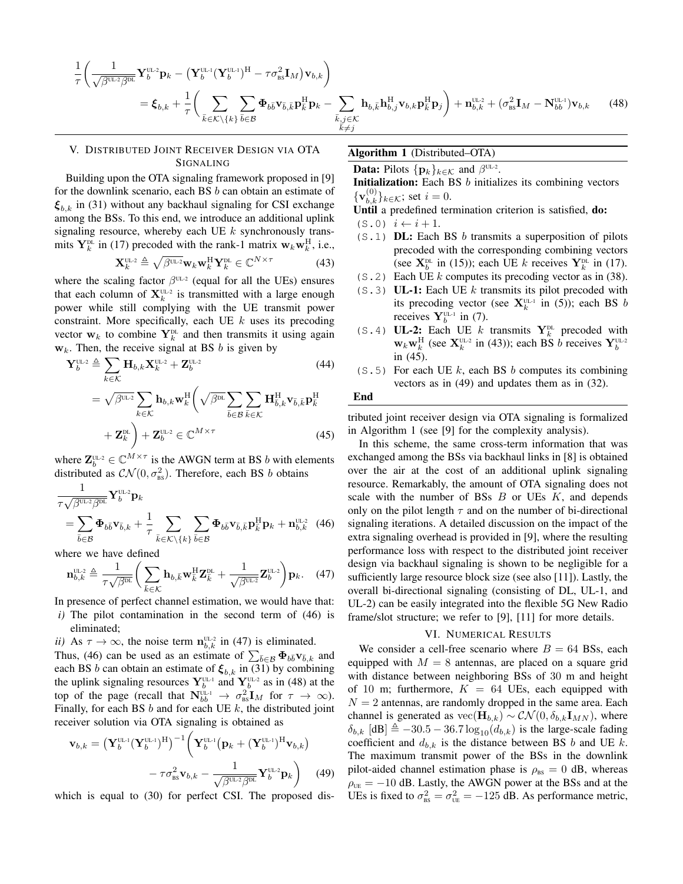$$\frac{1}{\tau}\left(\frac{1}{\sqrt{\beta^{\text{UL-2}}\beta^{\text{DL}}}}\mathbf{Y}_b^{\text{UL-2}}\mathbf{p}_k - \left(\mathbf{Y}_b^{\text{UL-1}}(\mathbf{Y}_b^{\text{UL-1}})^{\mathrm{H}} - \tau\sigma_{\text{BS}}^2\mathbf{I}_M\right)\mathbf{v}_{b,k}\right)$$
$$= \boldsymbol{\xi}_{b,k} + \frac{1}{\tau}\left(\sum_{\bar{k}\in\mathcal{K}\setminus\{k\}}\sum_{\bar{b}\in\mathcal{B}}\boldsymbol{\Phi}_{b\bar{b}}\mathbf{v}_{\bar{b},\bar{k}}\mathbf{p}_{\bar{k}}^{\mathrm{H}}\mathbf{p}_k - \sum_{\substack{\bar{k},j\in\mathcal{K}\\ \bar{k}\neq j}}\mathbf{h}_{b,\bar{k}}\mathbf{h}_{b,j}^{\mathrm{H}}\mathbf{v}_{b,k}\mathbf{p}_{\bar{k}}^{\mathrm{H}}\mathbf{p}_j\right) + \mathbf{n}_{b,k}^{\text{UL-2}} + (\sigma_{\text{BS}}^2\mathbf{I}_M - \mathbf{N}_{bb}^{\text{UL-1}})\mathbf{v}_{b,k} \tag{48}$$

## V. Distributed Joint Receiver Design via OTA Signaling

Building upon the OTA signaling framework proposed in [9] for the downlink scenario, each BS $b$ can obtain an estimate of $\boldsymbol{\xi}_{b,k}$ in (31) without any backhaul signaling for CSI exchange among the BSs. To this end, we introduce an additional uplink signaling resource, whereby each UE $k$ synchronously transmits $\mathbf{Y}_k^{\text{DL}}$ in (17) precoded with the rank-1 matrix $\mathbf{w}_k\mathbf{w}_k^{\mathrm{H}}$, i.e.,

$$\mathbf{X}_k^{\text{UL-2}} \triangleq \sqrt{\beta^{\text{UL-2}}}\mathbf{w}_k\mathbf{w}_k^{\mathrm{H}}\mathbf{Y}_k^{\text{DL}} \in \mathbb{C}^{N\times\tau} \tag{43}$$

where the scaling factor $\beta^{\text{UL-2}}$ (equal for all the UEs) ensures that each column of $\mathbf{X}_k^{\text{UL-2}}$ is transmitted with a large enough power while still complying with the UE transmit power constraint. More specifically, each UE $k$ uses its precoding vector $\mathbf{w}_k$ to combine $\mathbf{Y}_k^{\text{DL}}$ and then transmits it using again $\mathbf{w}_k$. Then, the receive signal at BS $b$ is given by

$$\mathbf{Y}_b^{\text{UL-2}} \triangleq \sum_{k\in\mathcal{K}}\mathbf{H}_{b,k}\mathbf{X}_k^{\text{UL-2}} + \mathbf{Z}_b^{\text{UL-2}} \tag{44}$$
$$= \sqrt{\beta^{\text{UL-2}}}\sum_{k\in\mathcal{K}}\mathbf{h}_{b,k}\mathbf{w}_k^{\mathrm{H}}\left(\sqrt{\beta^{\text{DL}}}\sum_{\bar{b}\in\mathcal{B}}\sum_{\bar{k}\in\mathcal{K}}\mathbf{H}_{\bar{b},k}^{\mathrm{H}}\mathbf{v}_{\bar{b},\bar{k}}\mathbf{p}_{\bar{k}}^{\mathrm{H}} + \mathbf{Z}_k^{\text{DL}}\right) + \mathbf{Z}_b^{\text{UL-2}} \in \mathbb{C}^{M\times\tau} \tag{45}$$

where $\mathbf{Z}_b^{\text{UL-2}} \in \mathbb{C}^{M\times\tau}$ is the AWGN term at BS $b$ with elements distributed as $\mathcal{CN}(0,\sigma_{\text{BS}}^2)$. Therefore, each BS $b$ obtains

$$\frac{1}{\tau\sqrt{\beta^{\text{UL-2}}\beta^{\text{DL}}}}\mathbf{Y}_b^{\text{UL-2}}\mathbf{p}_k = \sum_{\bar{b}\in\mathcal{B}}\boldsymbol{\Phi}_{b\bar{b}}\mathbf{v}_{\bar{b},k} + \frac{1}{\tau}\sum_{\bar{k}\in\mathcal{K}\setminus\{k\}}\sum_{\bar{b}\in\mathcal{B}}\boldsymbol{\Phi}_{b\bar{b}}\mathbf{v}_{\bar{b},\bar{k}}\mathbf{p}_{\bar{k}}^{\mathrm{H}}\mathbf{p}_k + \mathbf{n}_{b,k}^{\text{UL-2}} \tag{46}$$

where we have defined

$$\mathbf{n}_{b,k}^{\text{UL-2}} \triangleq \frac{1}{\tau\sqrt{\beta^{\text{DL}}}}\left(\sum_{\bar{k}\in\mathcal{K}}\mathbf{h}_{b,\bar{k}}\mathbf{w}_{\bar{k}}^{\mathrm{H}}\mathbf{Z}_{\bar{k}}^{\text{DL}} + \frac{1}{\sqrt{\beta^{\text{UL-2}}}}\mathbf{Z}_b^{\text{UL-2}}\right)\mathbf{p}_k. \tag{47}$$

In presence of perfect channel estimation, we would have that:

*i)* The pilot contamination in the second term of (46) is eliminated;

*ii)* As $\tau\to\infty$, the noise term $\mathbf{n}_{b,k}^{\text{UL-2}}$ in (47) is eliminated.

Thus, (46) can be used as an estimate of $\sum_{\bar{b}\in\mathcal{B}}\boldsymbol{\Phi}_{b\bar{b}}\mathbf{v}_{\bar{b},k}$ and each BS $b$ can obtain an estimate of $\boldsymbol{\xi}_{b,k}$ in (31) by combining the uplink signaling resources $\mathbf{Y}_b^{\text{UL-1}}$ and $\mathbf{Y}_b^{\text{UL-2}}$ as in (48) at the top of the page (recall that $\mathbf{N}_{bb}^{\text{UL-1}} \to \sigma_{\text{BS}}^2\mathbf{I}_M$ for $\tau\to\infty$). Finally, for each BS $b$ and for each UE $k$, the distributed joint receiver solution via OTA signaling is obtained as

$$\mathbf{v}_{b,k} = \left(\mathbf{Y}_b^{\text{UL-1}}(\mathbf{Y}_b^{\text{UL-1}})^{\mathrm{H}}\right)^{-1}\left(\mathbf{Y}_b^{\text{UL-1}}\left(\mathbf{p}_k + (\mathbf{Y}_b^{\text{UL-1}})^{\mathrm{H}}\mathbf{v}_{b,k}\right) - \tau\sigma_{\text{BS}}^2\mathbf{v}_{b,k} - \frac{1}{\sqrt{\beta^{\text{UL-2}}\beta^{\text{DL}}}}\mathbf{Y}_b^{\text{UL-2}}\mathbf{p}_k\right) \tag{49}$$

which is equal to (30) for perfect CSI. The proposed distributed joint receiver design via OTA signaling is formalized in Algorithm 1 (see [9] for the complexity analysis).

**Algorithm 1** (Distributed–OTA)

**Data:** Pilots $\{\mathbf{p}_k\}_{k\in\mathcal{K}}$ and $\beta^{\text{UL-2}}$.
**Initialization:** Each BS $b$ initializes its combining vectors $\{\mathbf{v}_{b,k}^{(0)}\}_{k\in\mathcal{K}}$; set $i=0$.
**Until** a predefined termination criterion is satisfied, **do:**

- (S.0) $i\leftarrow i+1$.
- (S.1) **DL:** Each BS $b$ transmits a superposition of pilots precoded with the corresponding combining vectors (see $\mathbf{X}_b^{\text{DL}}$ in (15)); each UE $k$ receives $\mathbf{Y}_k^{\text{DL}}$ in (17).
- (S.2) Each UE $k$ computes its precoding vector as in (38).
- (S.3) **UL-1:** Each UE $k$ transmits its pilot precoded with its precoding vector (see $\mathbf{X}_k^{\text{UL-1}}$ in (5)); each BS $b$ receives $\mathbf{Y}_b^{\text{UL-1}}$ in (7).
- (S.4) **UL-2:** Each UE $k$ transmits $\mathbf{Y}_k^{\text{DL}}$ precoded with $\mathbf{w}_k\mathbf{w}_k^{\mathrm{H}}$ (see $\mathbf{X}_k^{\text{UL-2}}$ in (43)); each BS $b$ receives $\mathbf{Y}_b^{\text{UL-2}}$ in (45).
- (S.5) For each UE $k$, each BS $b$ computes its combining vectors as in (49) and updates them as in (32).

**End**

In this scheme, the same cross-term information that was exchanged among the BSs via backhaul links in [8] is obtained over the air at the cost of an additional uplink signaling resource. Remarkably, the amount of OTA signaling does not scale with the number of BSs $B$ or UEs $K$, and depends only on the pilot length $\tau$ and on the number of bi-directional signaling iterations. A detailed discussion on the impact of the extra signaling overhead is provided in [9], where the resulting performance loss with respect to the distributed joint receiver design via backhaul signaling is shown to be negligible for a sufficiently large resource block size (see also [11]). Lastly, the overall bi-directional signaling (consisting of DL, UL-1, and UL-2) can be easily integrated into the flexible 5G New Radio frame/slot structure; we refer to [9], [11] for more details.

## VI. Numerical Results

We consider a cell-free scenario where $B=64$ BSs, each equipped with $M=8$ antennas, are placed on a square grid with distance between neighboring BSs of 30 m and height of 10 m; furthermore, $K=64$ UEs, each equipped with $N=2$ antennas, are randomly dropped in the same area. Each channel is generated as $\mathrm{vec}(\mathbf{H}_{b,k}) \sim \mathcal{CN}(0,\delta_{b,k}\mathbf{I}_{MN})$, where $\delta_{b,k}\ [\mathrm{dB}] \triangleq -30.5 - 36.7\log_{10}(d_{b,k})$ is the large-scale fading coefficient and $d_{b,k}$ is the distance between BS $b$ and UE $k$. The maximum transmit power of the BSs in the downlink pilot-aided channel estimation phase is $\rho_{\text{BS}} = 0$ dB, whereas $\rho_{\text{UE}} = -10$ dB. Lastly, the AWGN power at the BSs and at the UEs is fixed to $\sigma_{\text{BS}}^2 = \sigma_{\text{UE}}^2 = -125$ dB. As performance metric,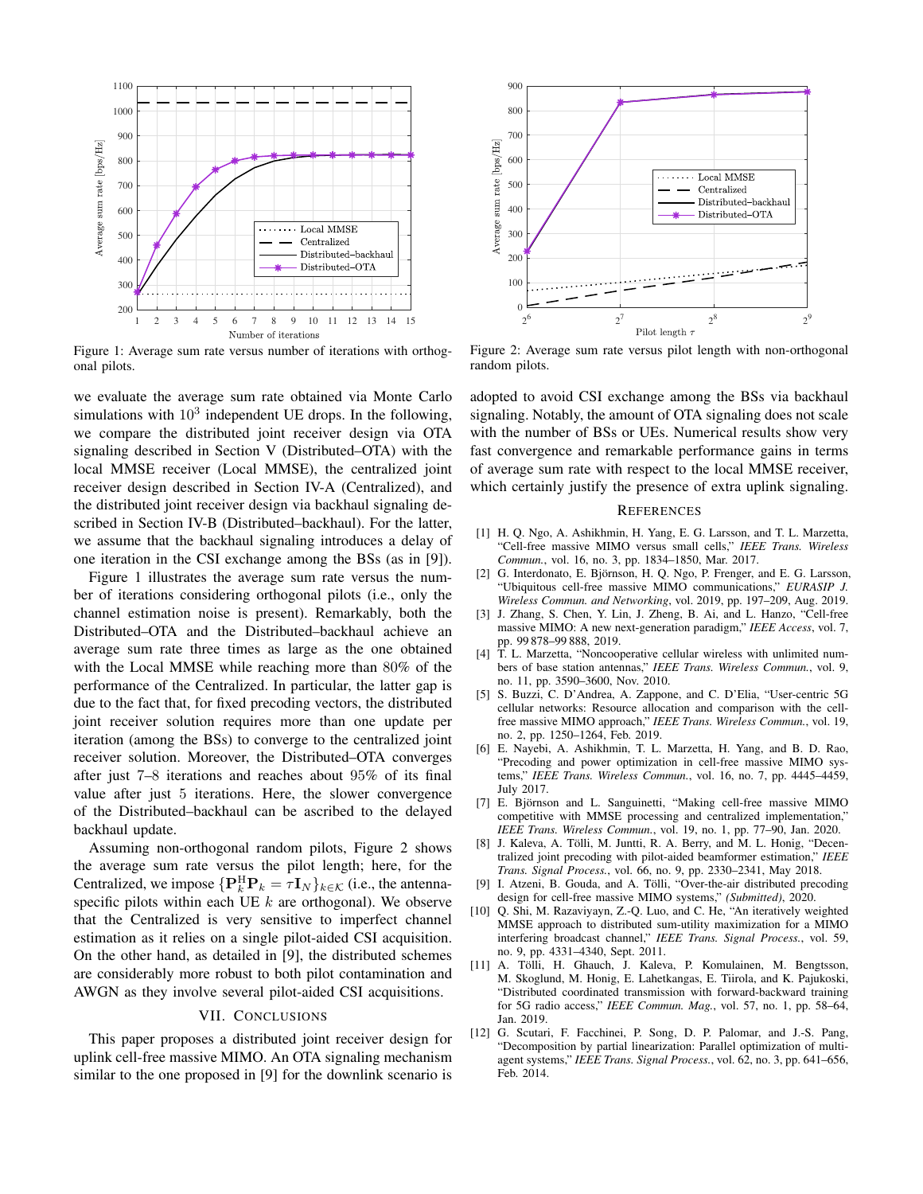1100
1000
900
800
700
600
500
400
300
200

Average sum rate [bps/Hz]

1 2 3 4 5 6 7 8 9 10 11 12 13 14 15

Number of iterations

Local MMSE
Centralized
Distributed–backhaul
Distributed–OTA

Figure 1: Average sum rate versus number of iterations with orthogonal pilots.

900
800
700
600
500
400
300
200
100
0

Average sum rate [bps/Hz]

$2^6$ $2^7$ $2^8$ $2^9$

Pilot length $\tau$

Local MMSE
Centralized
Distributed–backhaul
Distributed–OTA

Figure 2: Average sum rate versus pilot length with non-orthogonal random pilots.

we evaluate the average sum rate obtained via Monte Carlo simulations with $10^3$ independent UE drops. In the following, we compare the distributed joint receiver design via OTA signaling described in Section V (Distributed–OTA) with the local MMSE receiver (Local MMSE), the centralized joint receiver design described in Section IV-A (Centralized), and the distributed joint receiver design via backhaul signaling described in Section IV-B (Distributed–backhaul). For the latter, we assume that the backhaul signaling introduces a delay of one iteration in the CSI exchange among the BSs (as in [9]).

Figure 1 illustrates the average sum rate versus the number of iterations considering orthogonal pilots (i.e., only the channel estimation noise is present). Remarkably, both the Distributed–OTA and the Distributed–backhaul achieve an average sum rate three times as large as the one obtained with the Local MMSE while reaching more than $80\%$ of the performance of the Centralized. In particular, the latter gap is due to the fact that, for fixed precoding vectors, the distributed joint receiver solution requires more than one update per iteration (among the BSs) to converge to the centralized joint receiver solution. Moreover, the Distributed–OTA converges after just 7–8 iterations and reaches about $95\%$ of its final value after just 5 iterations. Here, the slower convergence of the Distributed–backhaul can be ascribed to the delayed backhaul update.

Assuming non-orthogonal random pilots, Figure 2 shows the average sum rate versus the pilot length; here, for the Centralized, we impose $\{\mathbf{P}_k^{\mathrm{H}}\mathbf{P}_k = \tau\mathbf{I}_N\}_{k\in\mathcal{K}}$ (i.e., the antenna-specific pilots within each UE $k$ are orthogonal). We observe that the Centralized is very sensitive to imperfect channel estimation as it relies on a single pilot-aided CSI acquisition. On the other hand, as detailed in [9], the distributed schemes are considerably more robust to both pilot contamination and AWGN as they involve several pilot-aided CSI acquisitions.

## VII. Conclusions

This paper proposes a distributed joint receiver design for uplink cell-free massive MIMO. An OTA signaling mechanism similar to the one proposed in [9] for the downlink scenario is adopted to avoid CSI exchange among the BSs via backhaul signaling. Notably, the amount of OTA signaling does not scale with the number of BSs or UEs. Numerical results show very fast convergence and remarkable performance gains in terms of average sum rate with respect to the local MMSE receiver, which certainly justify the presence of extra uplink signaling.

## References

[1] H. Q. Ngo, A. Ashikhmin, H. Yang, E. G. Larsson, and T. L. Marzetta, "Cell-free massive MIMO versus small cells," *IEEE Trans. Wireless Commun.*, vol. 16, no. 3, pp. 1834–1850, Mar. 2017.

[2] G. Interdonato, E. Björnson, H. Q. Ngo, P. Frenger, and E. G. Larsson, "Ubiquitous cell-free massive MIMO communications," *EURASIP J. Wireless Commun. and Networking*, vol. 2019, pp. 197–209, Aug. 2019.

[3] J. Zhang, S. Chen, Y. Lin, J. Zheng, B. Ai, and L. Hanzo, "Cell-free massive MIMO: A new next-generation paradigm," *IEEE Access*, vol. 7, pp. 99 878–99 888, 2019.

[4] T. L. Marzetta, "Noncooperative cellular wireless with unlimited numbers of base station antennas," *IEEE Trans. Wireless Commun.*, vol. 9, no. 11, pp. 3590–3600, Nov. 2010.

[5] S. Buzzi, C. D'Andrea, A. Zappone, and C. D'Elia, "User-centric 5G cellular networks: Resource allocation and comparison with the cell-free massive MIMO approach," *IEEE Trans. Wireless Commun.*, vol. 19, no. 2, pp. 1250–1264, Feb. 2019.

[6] E. Nayebi, A. Ashikhmin, T. L. Marzetta, H. Yang, and B. D. Rao, "Precoding and power optimization in cell-free massive MIMO systems," *IEEE Trans. Wireless Commun.*, vol. 16, no. 7, pp. 4445–4459, July 2017.

[7] E. Björnson and L. Sanguinetti, "Making cell-free massive MIMO competitive with MMSE processing and centralized implementation," *IEEE Trans. Wireless Commun.*, vol. 19, no. 1, pp. 77–90, Jan. 2020.

[8] J. Kaleva, A. Tölli, M. Juntti, R. A. Berry, and M. L. Honig, "Decentralized joint precoding with pilot-aided beamformer estimation," *IEEE Trans. Signal Process.*, vol. 66, no. 9, pp. 2330–2341, May 2018.

[9] I. Atzeni, B. Gouda, and A. Tölli, "Over-the-air distributed precoding design for cell-free massive MIMO systems," *(Submitted)*, 2020.

[10] Q. Shi, M. Razaviyayn, Z.-Q. Luo, and C. He, "An iteratively weighted MMSE approach to distributed sum-utility maximization for a MIMO interfering broadcast channel," *IEEE Trans. Signal Process.*, vol. 59, no. 9, pp. 4331–4340, Sept. 2011.

[11] A. Tölli, H. Ghauch, J. Kaleva, P. Komulainen, M. Bengtsson, M. Skoglund, M. Honig, E. Lahetkangas, E. Tiirola, and K. Pajukoski, "Distributed coordinated transmission with forward-backward training for 5G radio access," *IEEE Commun. Mag.*, vol. 57, no. 1, pp. 58–64, Jan. 2019.

[12] G. Scutari, F. Facchinei, P. Song, D. P. Palomar, and J.-S. Pang, "Decomposition by partial linearization: Parallel optimization of multi-agent systems," *IEEE Trans. Signal Process.*, vol. 62, no. 3, pp. 641–656, Feb. 2014.